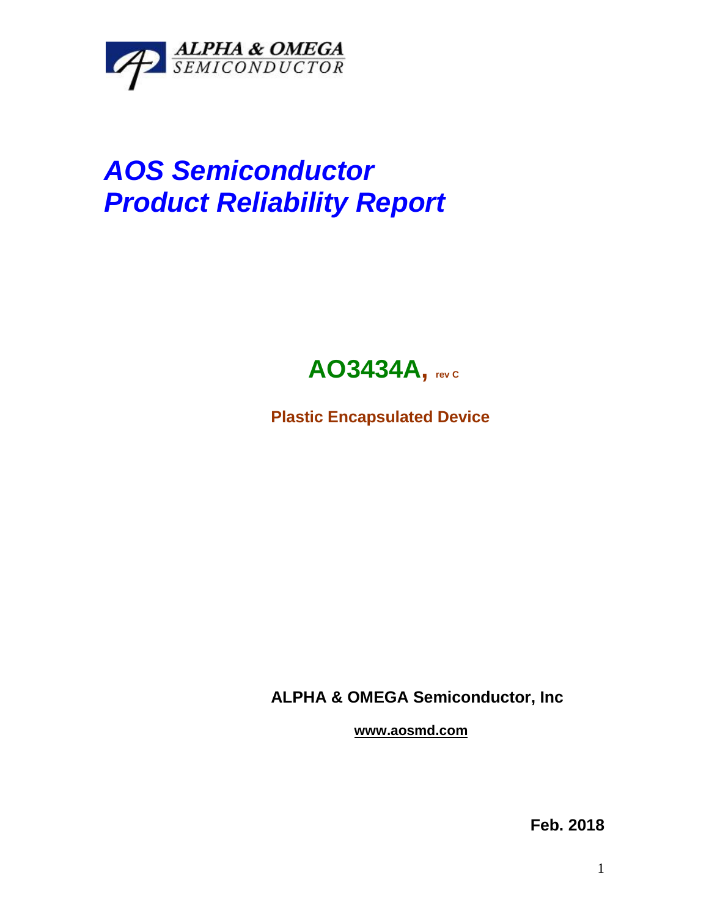ALPHA & OMEGA SEMICONDUCTOR

# *AOS Semiconductor Product Reliability Report*

## AO3434A, rev C

**Plastic Encapsulated Device**

**ALPHA & OMEGA Semiconductor, Inc**

**www.aosmd.com**

**Feb. 2018**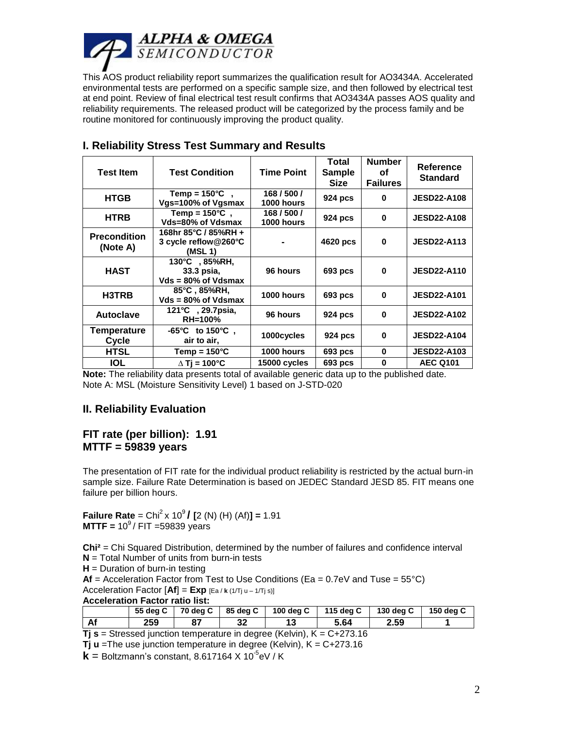This AOS product reliability report summarizes the qualification result for AO3434A. Accelerated environmental tests are performed on a specific sample size, and then followed by electrical test at end point. Review of final electrical test result confirms that AO3434A passes AOS quality and reliability requirements. The released product will be categorized by the process family and be routine monitored for continuously improving the product quality.

## I. Reliability Stress Test Summary and Results

| Test Item | Test Condition | Time Point | Total Sample Size | Number of Failures | Reference Standard |
|---|---|---|---|---|---|
| HTGB | Temp = 150°C , Vgs=100% of Vgsmax | 168 / 500 / 1000 hours | 924 pcs | 0 | JESD22-A108 |
| HTRB | Temp = 150°C , Vds=80% of Vdsmax | 168 / 500 / 1000 hours | 924 pcs | 0 | JESD22-A108 |
| Precondition (Note A) | 168hr 85°C / 85%RH + 3 cycle reflow@260°C (MSL 1) | - | 4620 pcs | 0 | JESD22-A113 |
| HAST | 130°C , 85%RH, 33.3 psia, Vds = 80% of Vdsmax | 96 hours | 693 pcs | 0 | JESD22-A110 |
| H3TRB | 85°C , 85%RH, Vds = 80% of Vdsmax | 1000 hours | 693 pcs | 0 | JESD22-A101 |
| Autoclave | 121°C , 29.7psia, RH=100% | 96 hours | 924 pcs | 0 | JESD22-A102 |
| Temperature Cycle | -65°C to 150°C , air to air, | 1000cycles | 924 pcs | 0 | JESD22-A104 |
| HTSL | Temp = 150°C | 1000 hours | 693 pcs | 0 | JESD22-A103 |
| IOL | $\Delta$ Tj = 100°C | 15000 cycles | 693 pcs | 0 | AEC Q101 |

**Note:** The reliability data presents total of available generic data up to the published date.
Note A: MSL (Moisture Sensitivity Level) 1 based on J-STD-020

## II. Reliability Evaluation

### FIT rate (per billion): 1.91
### MTTF = 59839 years

The presentation of FIT rate for the individual product reliability is restricted by the actual burn-in sample size. Failure Rate Determination is based on JEDEC Standard JESD 85. FIT means one failure per billion hours.

**Failure Rate** = $Chi^2 \times 10^9$ **/ [**2 (N) (H) (Af)**] =** 1.91
**MTTF =** $10^9$ / FIT =59839 years

**Chi²** = Chi Squared Distribution, determined by the number of failures and confidence interval
**N** = Total Number of units from burn-in tests
**H** = Duration of burn-in testing
**Af** = Acceleration Factor from Test to Use Conditions (Ea = 0.7eV and Tuse = 55°C)
Acceleration Factor [**Af**] = **Exp** [Ea / **k** (1/Tj u – 1/Tj s)]

**Acceleration Factor ratio list:**

| | 55 deg C | 70 deg C | 85 deg C | 100 deg C | 115 deg C | 130 deg C | 150 deg C |
|---|---|---|---|---|---|---|---|
| Af | 259 | 87 | 32 | 13 | 5.64 | 2.59 | 1 |

**Tj s** = Stressed junction temperature in degree (Kelvin), K = C+273.16
**Tj u** =The use junction temperature in degree (Kelvin), K = C+273.16
**k** = Boltzmann's constant, 8.617164 X $10^{-5}$eV / K